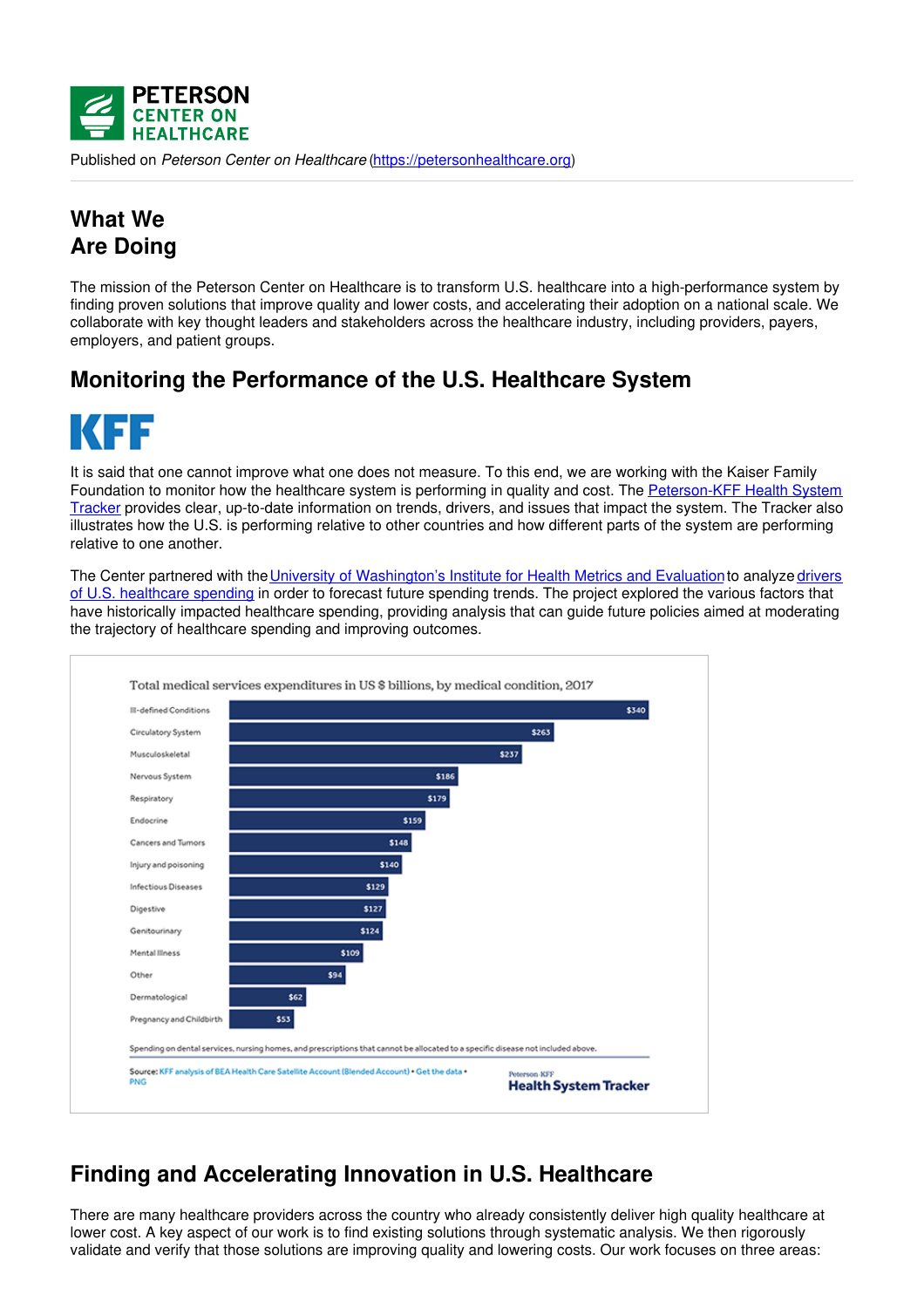Published on *Peterson Center on Healthcare* (https://petersonhealthcare.org)

# What We Are Doing

The mission of the Peterson Center on Healthcare is to transform U.S. healthcare into a high-performance system by finding proven solutions that improve quality and lower costs, and accelerating their adoption on a national scale. We collaborate with key thought leaders and stakeholders across the healthcare industry, including providers, payers, employers, and patient groups.

## Monitoring the Performance of the U.S. Healthcare System

It is said that one cannot improve what one does not measure. To this end, we are working with the Kaiser Family Foundation to monitor how the healthcare system is performing in quality and cost. The Peterson-KFF Health System Tracker provides clear, up-to-date information on trends, drivers, and issues that impact the system. The Tracker also illustrates how the U.S. is performing relative to other countries and how different parts of the system are performing relative to one another.

The Center partnered with the University of Washington's Institute for Health Metrics and Evaluation to analyze drivers of U.S. healthcare spending in order to forecast future spending trends. The project explored the various factors that have historically impacted healthcare spending, providing analysis that can guide future policies aimed at moderating the trajectory of healthcare spending and improving outcomes.

Total medical services expenditures in US $ billions, by medical condition, 2017

| Condition | Expenditures |
|---|---|
| Ill-defined Conditions | $340 |
| Circulatory System | $263 |
| Musculoskeletal | $237 |
| Nervous System | $186 |
| Respiratory | $179 |
| Endocrine | $159 |
| Cancers and Tumors | $148 |
| Injury and poisoning | $140 |
| Infectious Diseases | $129 |
| Digestive | $127 |
| Genitourinary | $124 |
| Mental Illness | $109 |
| Other | $94 |
| Dermatological | $62 |
| Pregnancy and Childbirth | $53 |

Spending on dental services, nursing homes, and prescriptions that cannot be allocated to a specific disease not included above.

Source: KFF analysis of BEA Health Care Satellite Account (Blended Account) • Get the data • PNG

Peterson-KFF Health System Tracker

## Finding and Accelerating Innovation in U.S. Healthcare

There are many healthcare providers across the country who already consistently deliver high quality healthcare at lower cost. A key aspect of our work is to find existing solutions through systematic analysis. We then rigorously validate and verify that those solutions are improving quality and lowering costs. Our work focuses on three areas: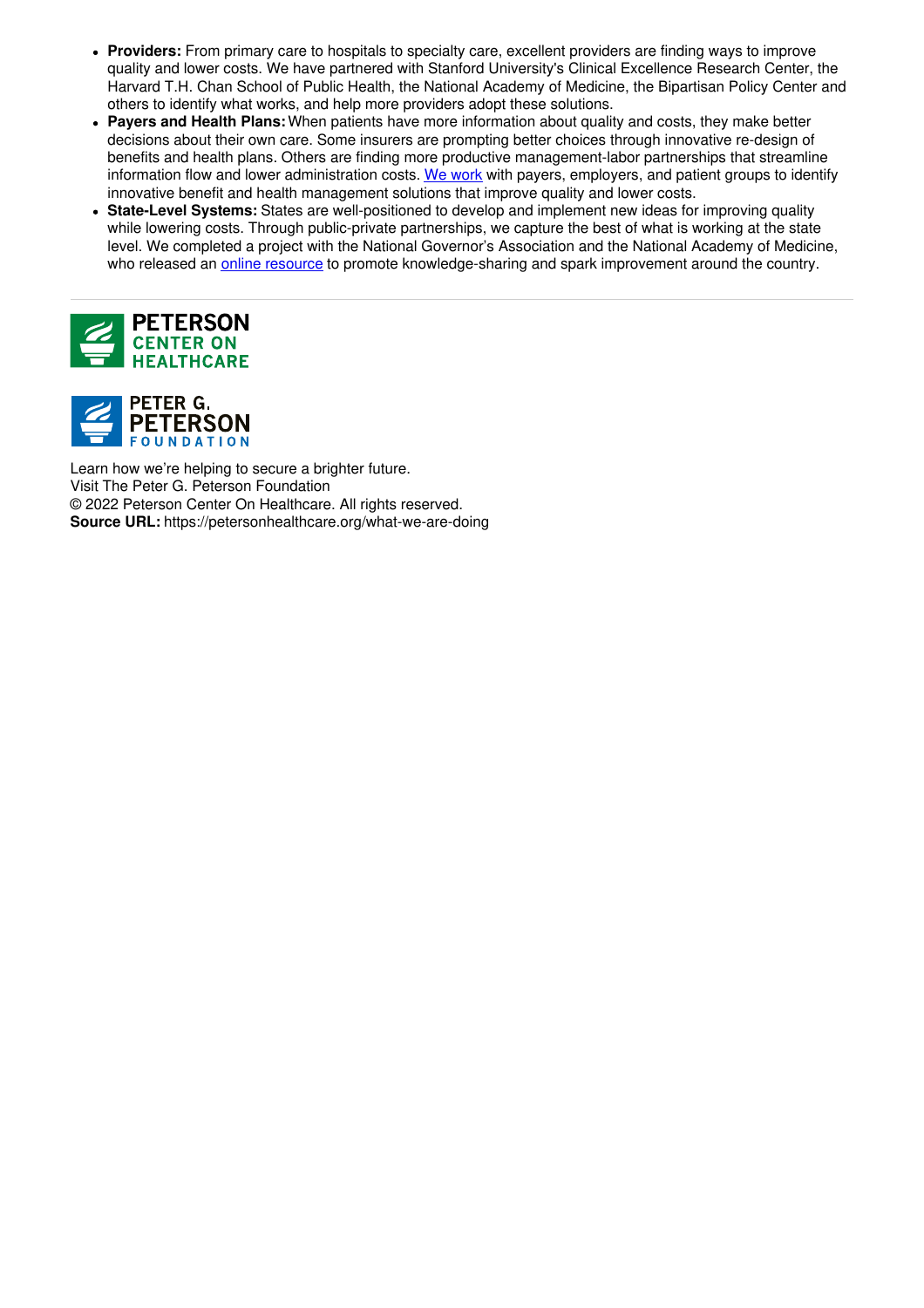- **Providers:** From primary care to hospitals to specialty care, excellent providers are finding ways to improve quality and lower costs. We have partnered with Stanford University's Clinical Excellence Research Center, the Harvard T.H. Chan School of Public Health, the National Academy of Medicine, the Bipartisan Policy Center and others to identify what works, and help more providers adopt these solutions.
- **Payers and Health Plans:** When patients have more information about quality and costs, they make better decisions about their own care. Some insurers are prompting better choices through innovative re-design of benefits and health plans. Others are finding more productive management-labor partnerships that streamline information flow and lower administration costs. We work with payers, employers, and patient groups to identify innovative benefit and health management solutions that improve quality and lower costs.
- **State-Level Systems:** States are well-positioned to develop and implement new ideas for improving quality while lowering costs. Through public-private partnerships, we capture the best of what is working at the state level. We completed a project with the National Governor's Association and the National Academy of Medicine, who released an online resource to promote knowledge-sharing and spark improvement around the country.

---

PETERSON CENTER ON HEALTHCARE

PETER G. PETERSON FOUNDATION

Learn how we're helping to secure a brighter future.
Visit The Peter G. Peterson Foundation
© 2022 Peterson Center On Healthcare. All rights reserved.
**Source URL:** https://petersonhealthcare.org/what-we-are-doing